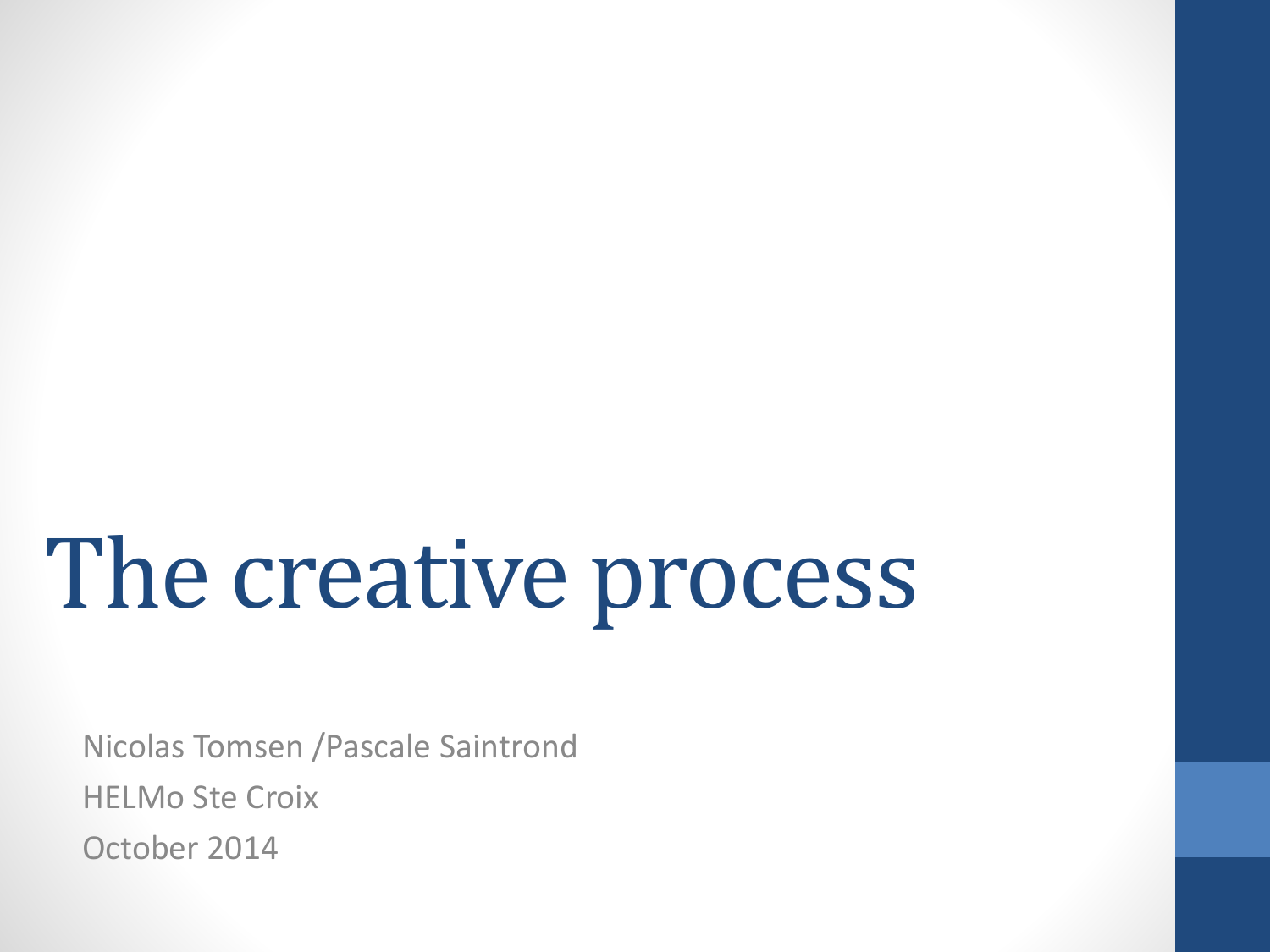# The creative process

Nicolas Tomsen /Pascale Saintrond

HELMo Ste Croix

October 2014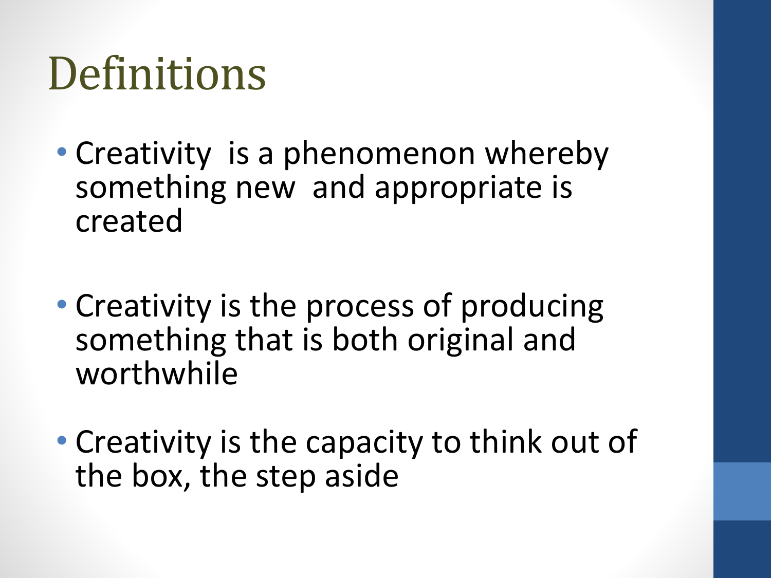# Definitions

- Creativity is a phenomenon whereby something new and appropriate is created

- Creativity is the process of producing something that is both original and worthwhile

- Creativity is the capacity to think out of the box, the step aside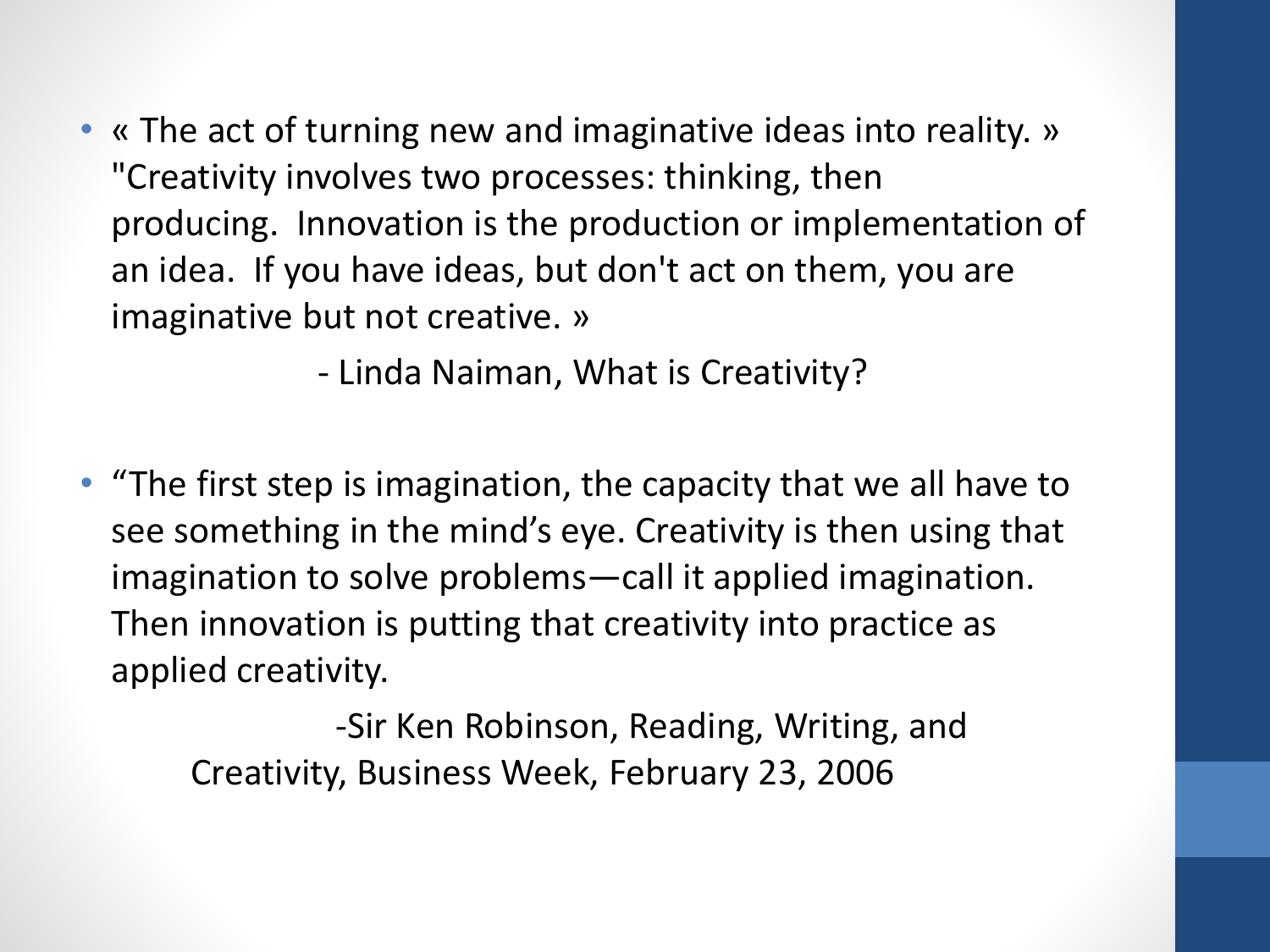- « The act of turning new and imaginative ideas into reality. » "Creativity involves two processes: thinking, then producing. Innovation is the production or implementation of an idea. If you have ideas, but don't act on them, you are imaginative but not creative. »

  - Linda Naiman, What is Creativity?

- “The first step is imagination, the capacity that we all have to see something in the mind’s eye. Creativity is then using that imagination to solve problems—call it applied imagination. Then innovation is putting that creativity into practice as applied creativity.

  -Sir Ken Robinson, Reading, Writing, and Creativity, Business Week, February 23, 2006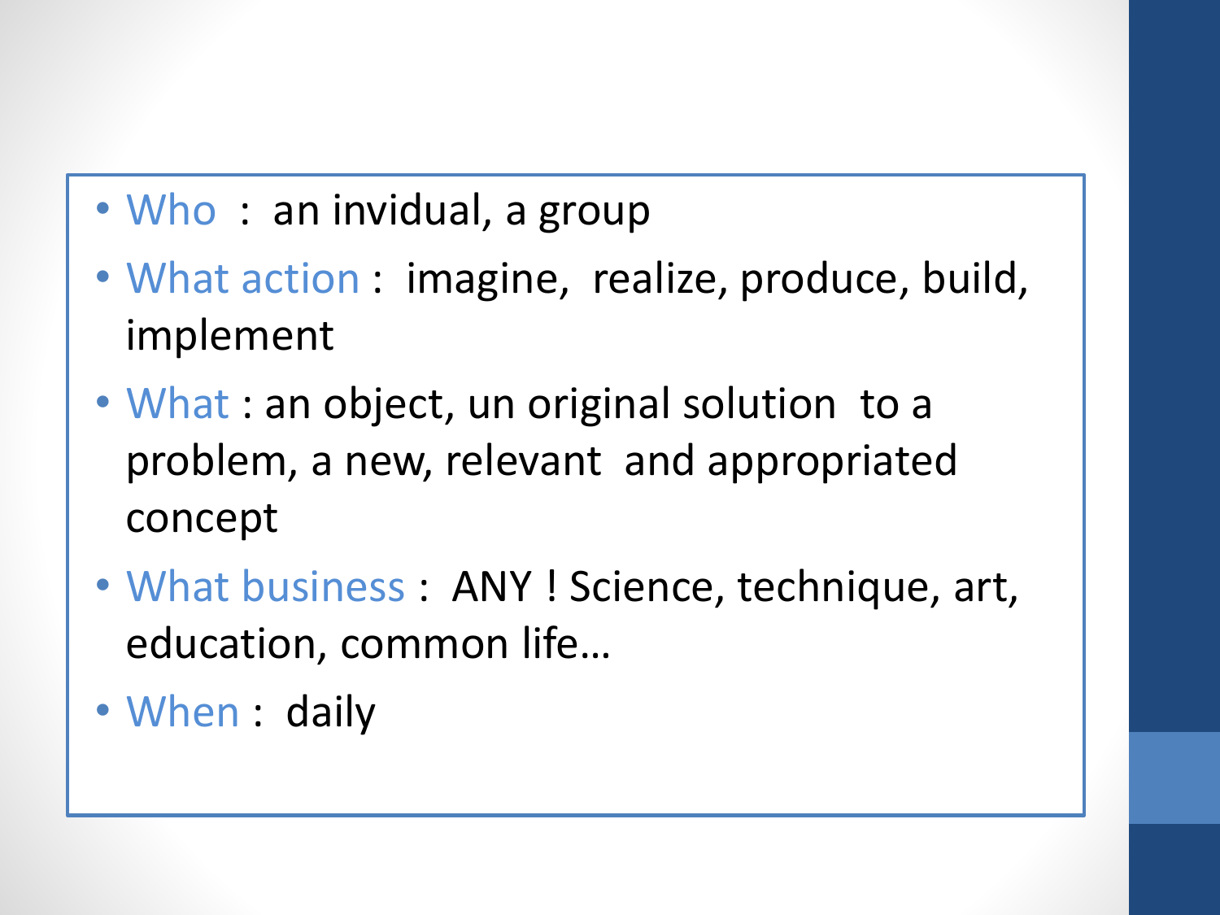- Who : an invidual, a group
- What action : imagine, realize, produce, build, implement
- What : an object, un original solution to a problem, a new, relevant and appropriated concept
- What business : ANY ! Science, technique, art, education, common life…
- When : daily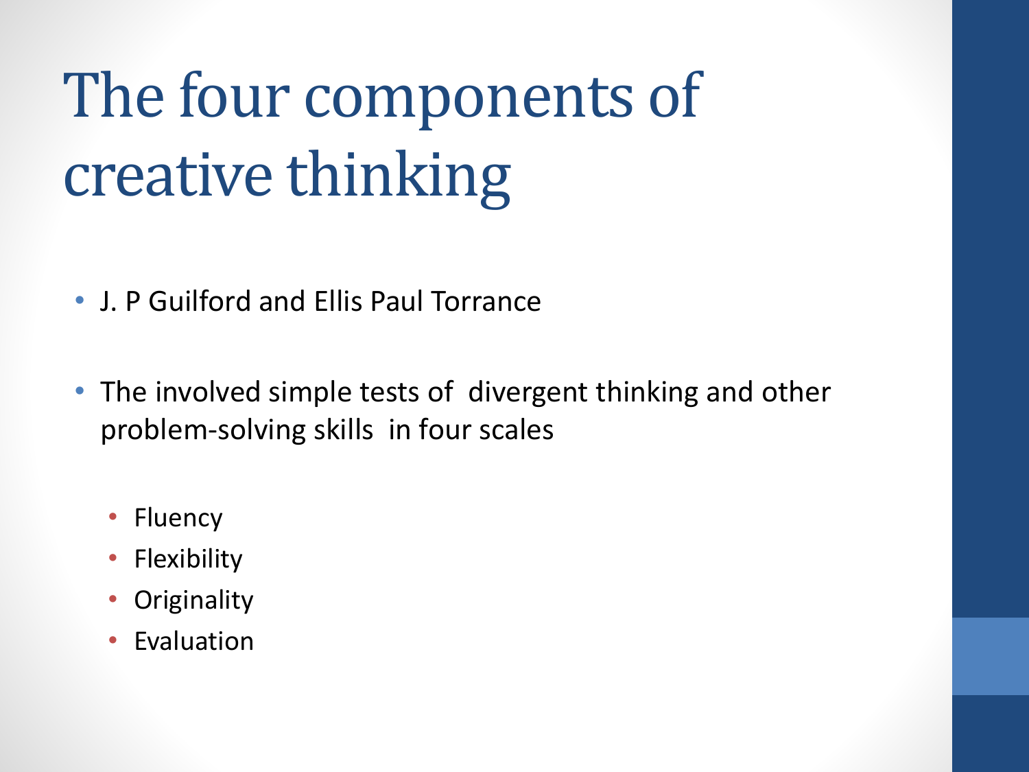# The four components of creative thinking

- J. P Guilford and Ellis Paul Torrance
- The involved simple tests of divergent thinking and other problem-solving skills in four scales
  - Fluency
  - Flexibility
  - Originality
  - Evaluation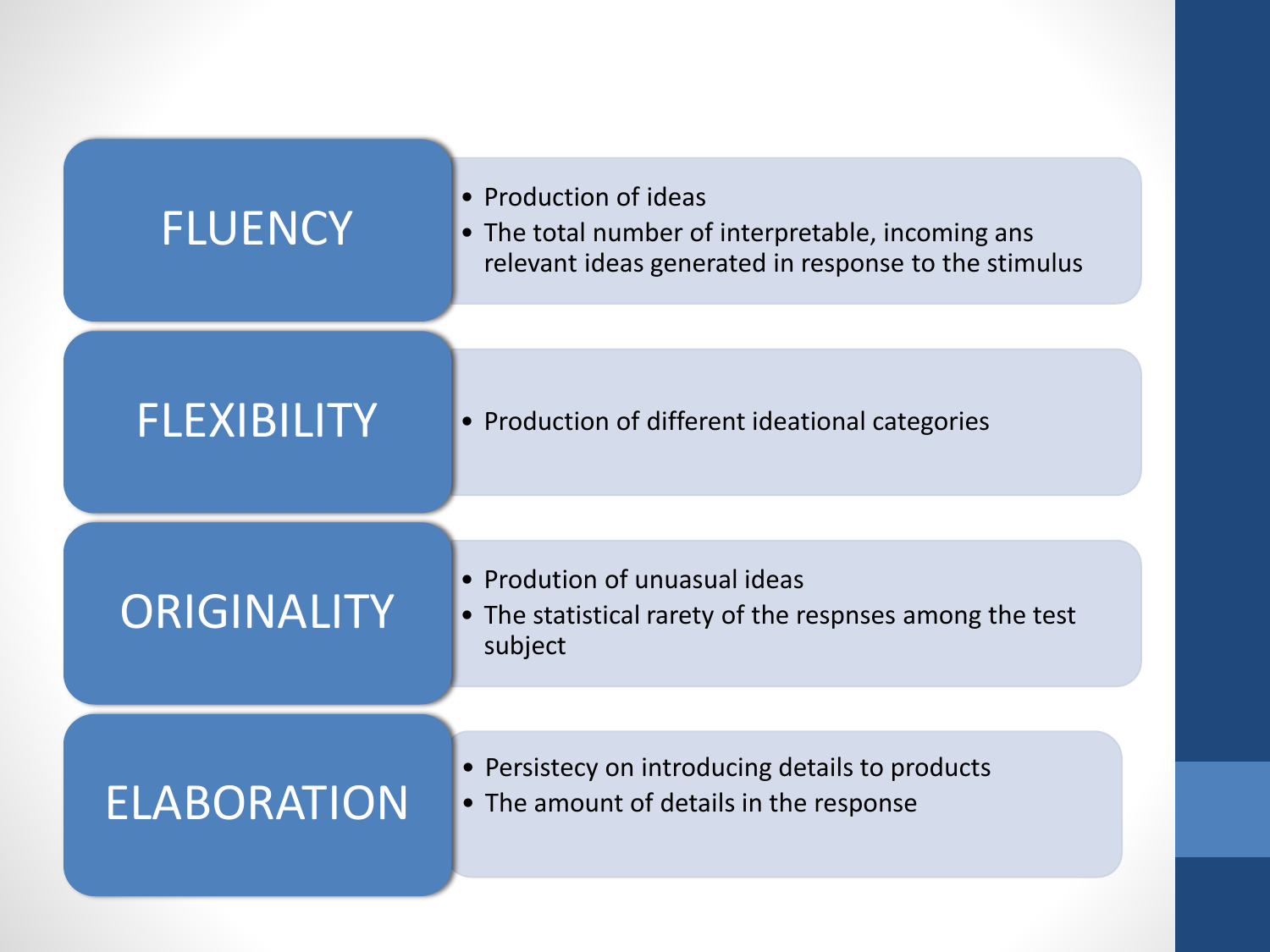## FLUENCY

- Production of ideas
- The total number of interpretable, incoming ans relevant ideas generated in response to the stimulus

## FLEXIBILITY

- Production of different ideational categories

## ORIGINALITY

- Prodution of unuasual ideas
- The statistical rarety of the respnses among the test subject

## ELABORATION

- Persistecy on introducing details to products
- The amount of details in the response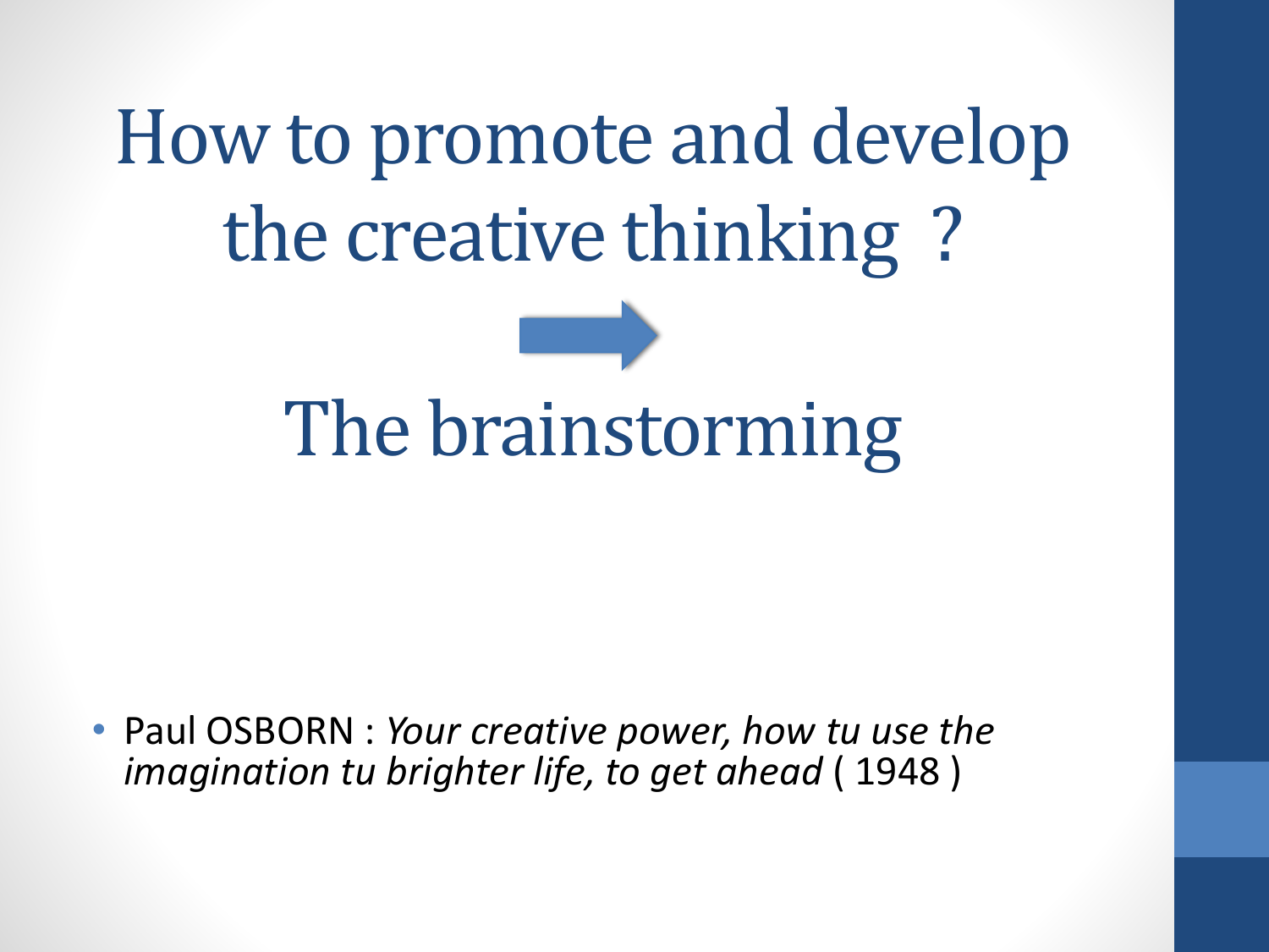# How to promote and develop the creative thinking ?

→

# The brainstorming

- Paul OSBORN : *Your creative power, how tu use the imagination tu brighter life, to get ahead* ( 1948 )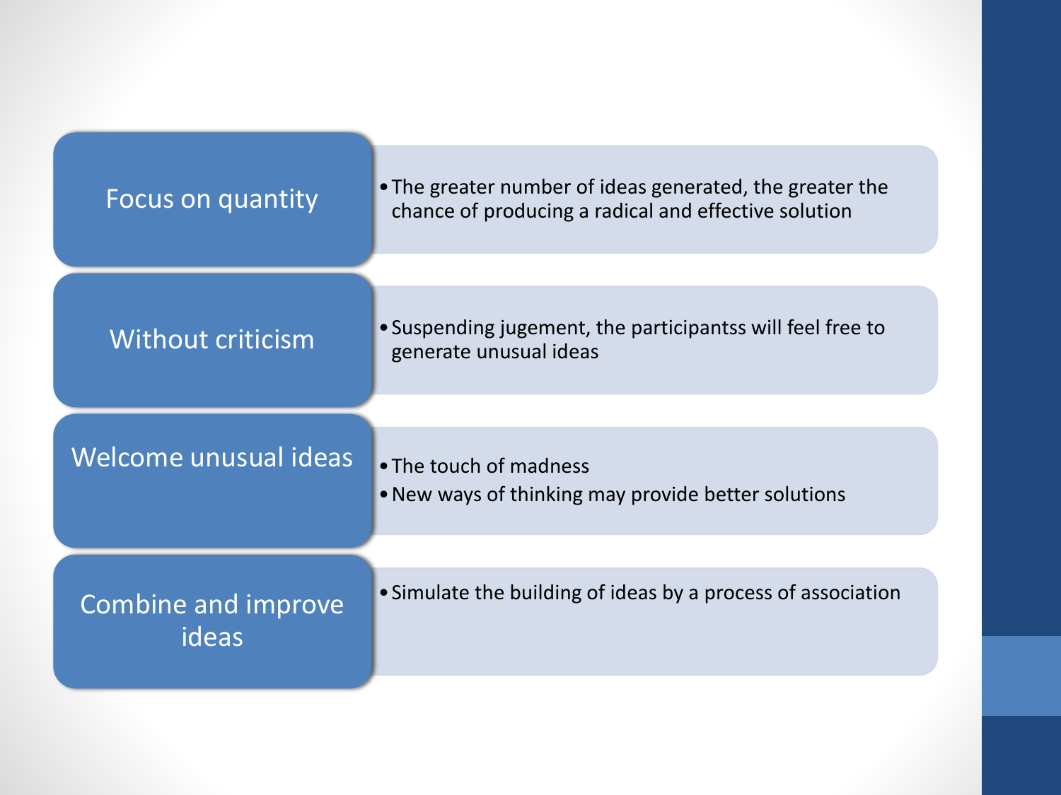**Focus on quantity**

- The greater number of ideas generated, the greater the chance of producing a radical and effective solution

**Without criticism**

- Suspending jugement, the participantss will feel free to generate unusual ideas

**Welcome unusual ideas**

- The touch of madness
- New ways of thinking may provide better solutions

**Combine and improve ideas**

- Simulate the building of ideas by a process of association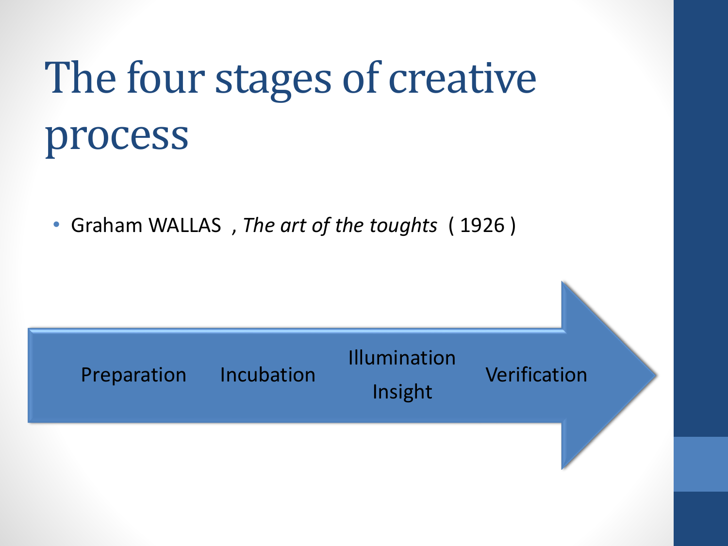# The four stages of creative process

- Graham WALLAS , *The art of the toughts* ( 1926 )

Preparation → Incubation → Illumination / Insight → Verification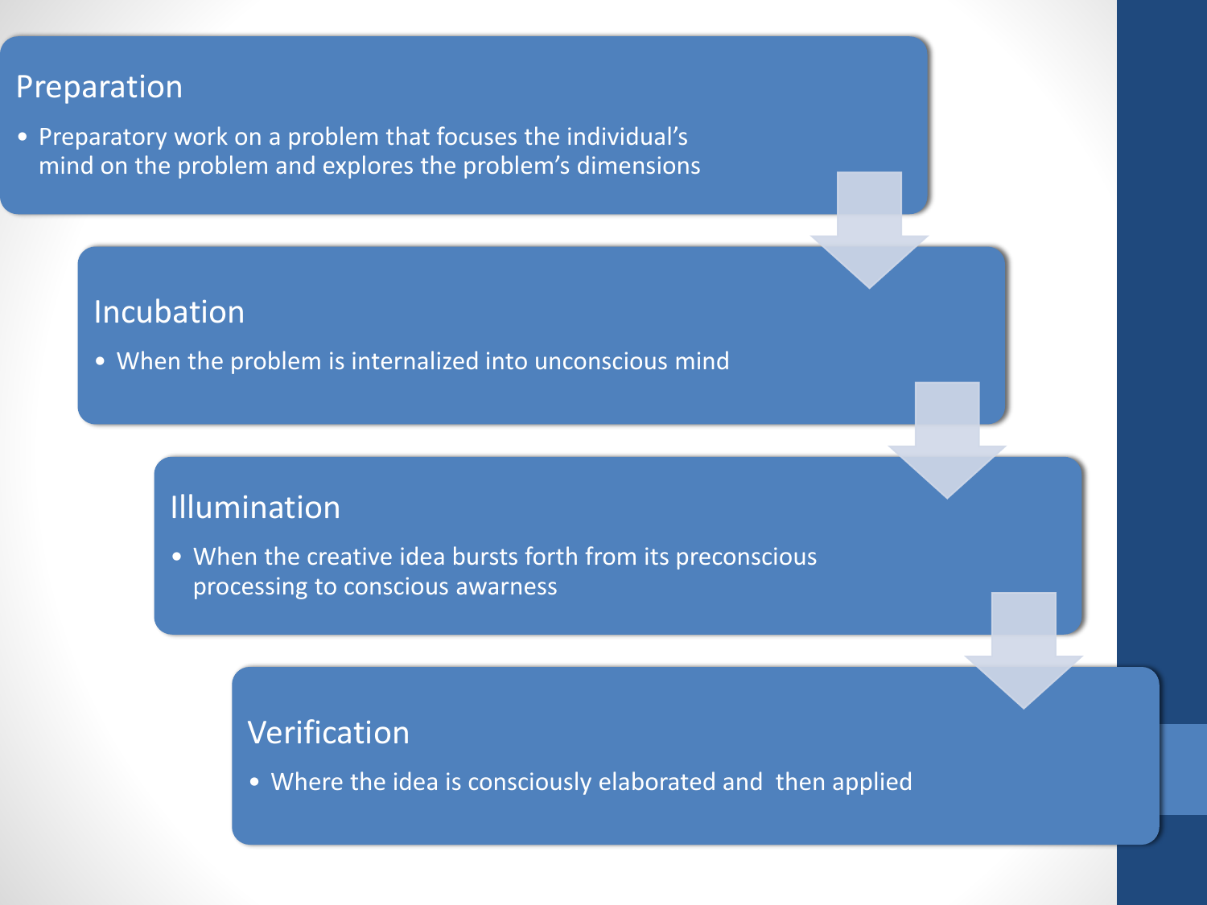## Preparation

- Preparatory work on a problem that focuses the individual's mind on the problem and explores the problem's dimensions

## Incubation

- When the problem is internalized into unconscious mind

## Illumination

- When the creative idea bursts forth from its preconscious processing to conscious awarness

## Verification

- Where the idea is consciously elaborated and then applied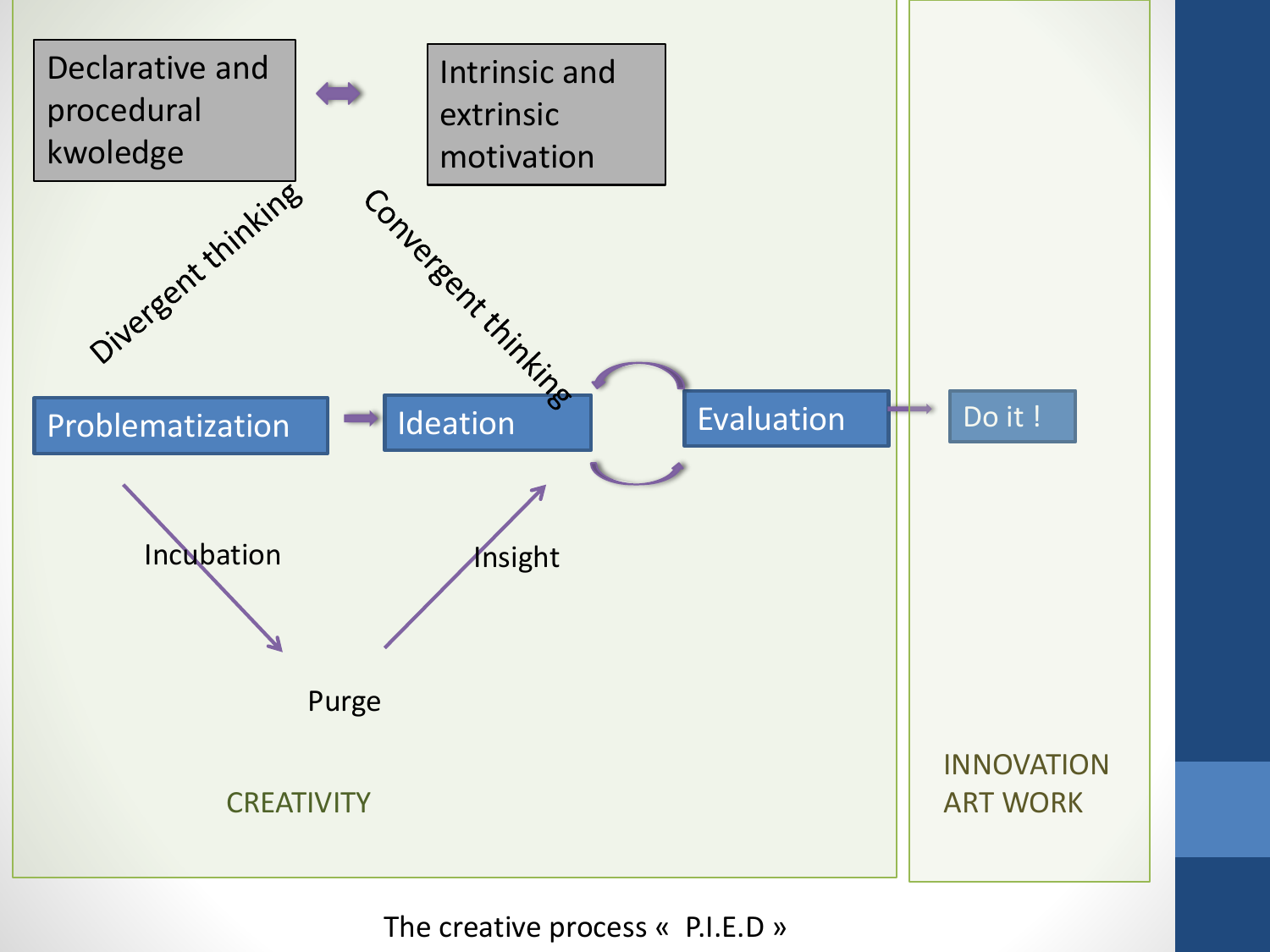Declarative and procedural kwoledge

Intrinsic and extrinsic motivation

Divergent thinking

Convergent thinking

Problematization → Ideation ⟲ Evaluation → Do it !

Incubation

Purge

Insight

CREATIVITY

INNOVATION
ART WORK

The creative process « P.I.E.D »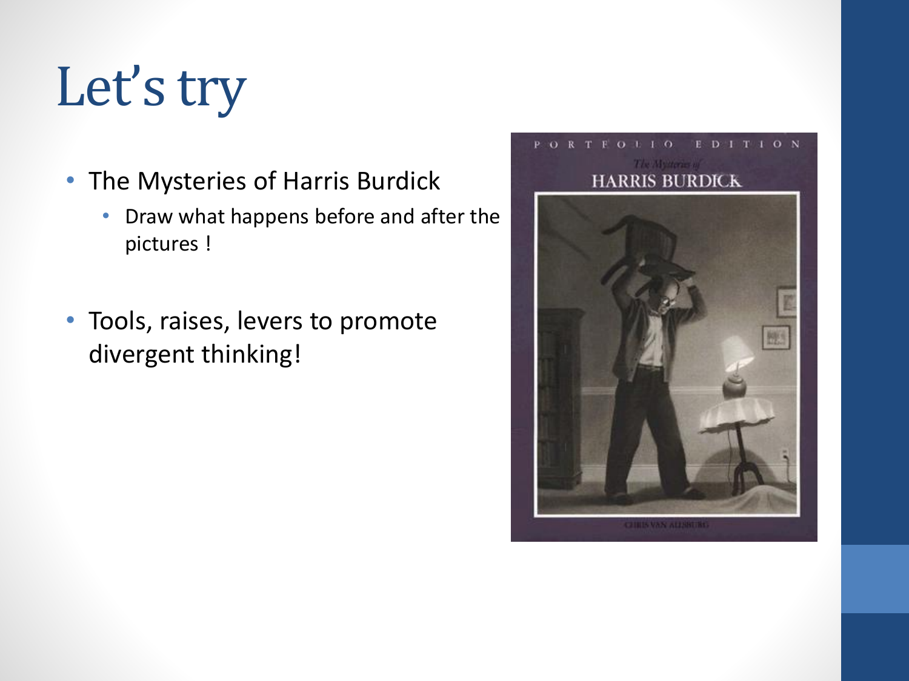# Let's try

- The Mysteries of Harris Burdick
  - Draw what happens before and after the pictures !
- Tools, raises, levers to promote divergent thinking!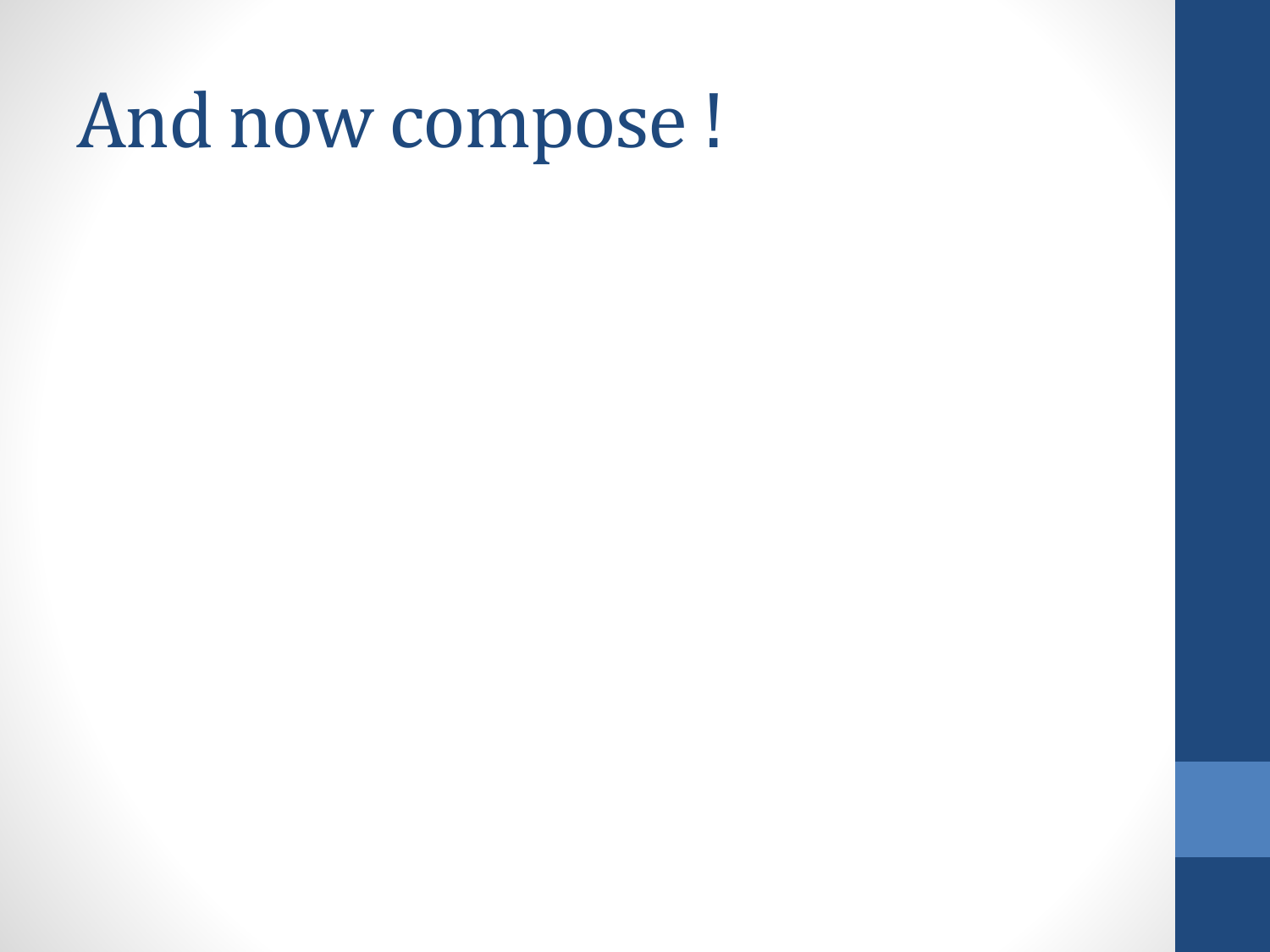# And now compose !